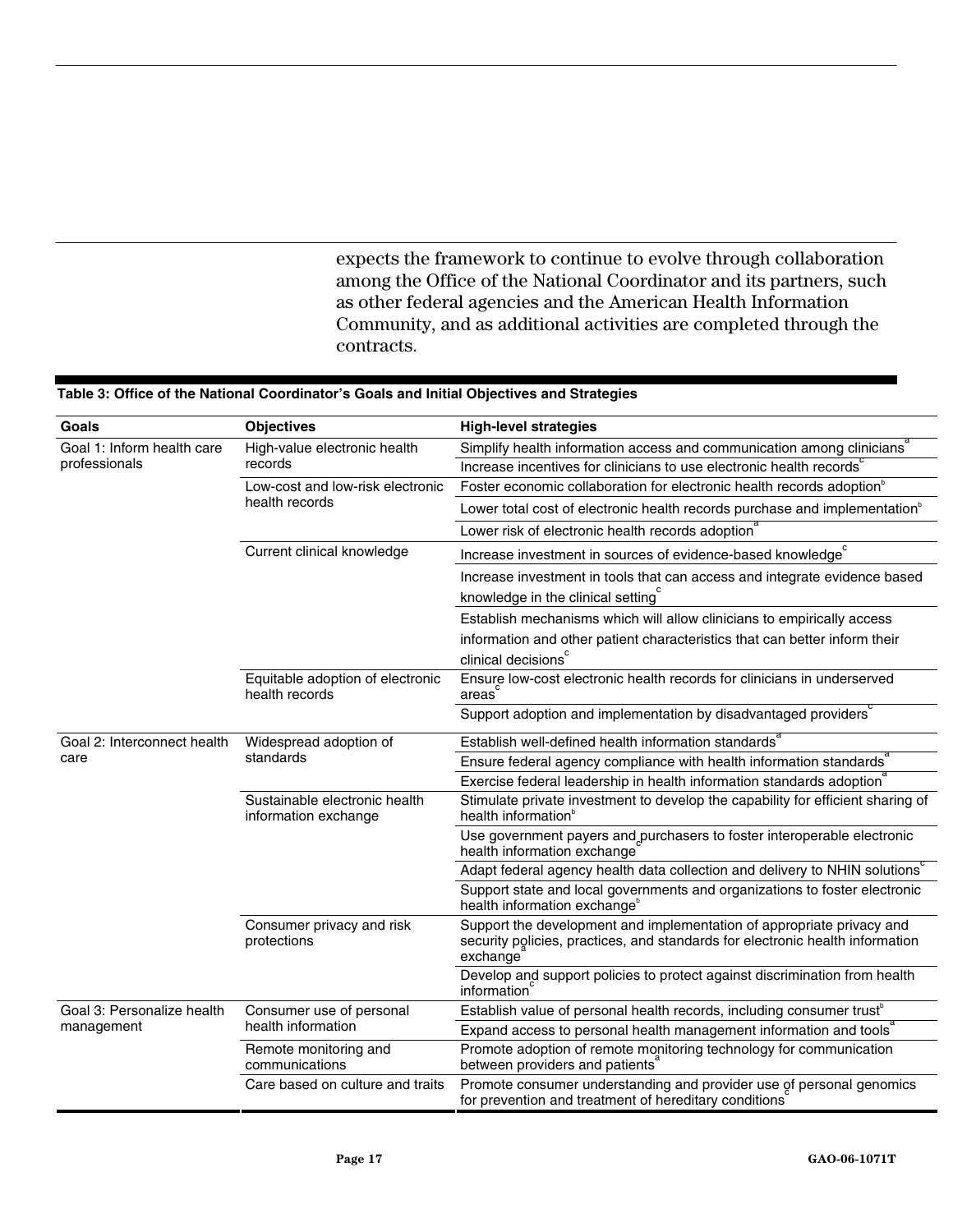expects the framework to continue to evolve through collaboration among the Office of the National Coordinator and its partners, such as other federal agencies and the American Health Information Community, and as additional activities are completed through the contracts.

**Table 3: Office of the National Coordinator's Goals and Initial Objectives and Strategies**

| Goals | Objectives | High-level strategies |
| --- | --- | --- |
| Goal 1: Inform health care professionals | High-value electronic health records | Simplify health information access and communication among clinicians[a] |
| | | Increase incentives for clinicians to use electronic health records[c] |
| | Low-cost and low-risk electronic health records | Foster economic collaboration for electronic health records adoption[b] |
| | | Lower total cost of electronic health records purchase and implementation[b] |
| | | Lower risk of electronic health records adoption[a] |
| | Current clinical knowledge | Increase investment in sources of evidence-based knowledge[c] |
| | | Increase investment in tools that can access and integrate evidence based knowledge in the clinical setting[c] |
| | | Establish mechanisms which will allow clinicians to empirically access information and other patient characteristics that can better inform their clinical decisions[c] |
| | Equitable adoption of electronic health records | Ensure low-cost electronic health records for clinicians in underserved areas[c] |
| | | Support adoption and implementation by disadvantaged providers[c] |
| Goal 2: Interconnect health care | Widespread adoption of standards | Establish well-defined health information standards[a] |
| | | Ensure federal agency compliance with health information standards[a] |
| | | Exercise federal leadership in health information standards adoption[a] |
| | Sustainable electronic health information exchange | Stimulate private investment to develop the capability for efficient sharing of health information[b] |
| | | Use government payers and purchasers to foster interoperable electronic health information exchange[c] |
| | | Adapt federal agency health data collection and delivery to NHIN solutions[c] |
| | | Support state and local governments and organizations to foster electronic health information exchange[b] |
| | Consumer privacy and risk protections | Support the development and implementation of appropriate privacy and security policies, practices, and standards for electronic health information exchange[a] |
| | | Develop and support policies to protect against discrimination from health information[c] |
| Goal 3: Personalize health management | Consumer use of personal health information | Establish value of personal health records, including consumer trust[b] |
| | | Expand access to personal health management information and tools[a] |
| | Remote monitoring and communications | Promote adoption of remote monitoring technology for communication between providers and patients[a] |
| | Care based on culture and traits | Promote consumer understanding and provider use of personal genomics for prevention and treatment of hereditary conditions[c] |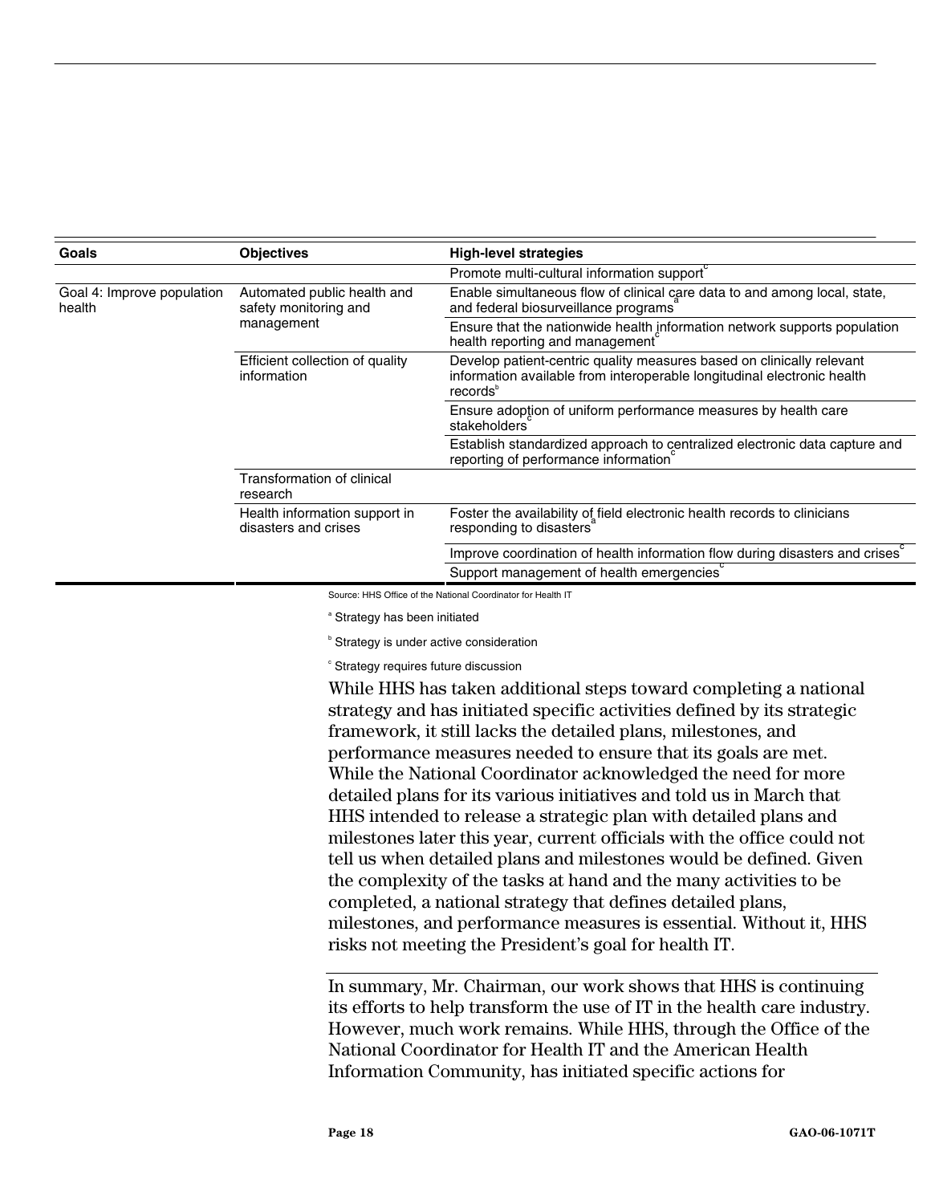| Goals | Objectives | High-level strategies |
| --- | --- | --- |
| | | Promote multi-cultural information support[c] |
| Goal 4: Improve population health | Automated public health and safety monitoring and management | Enable simultaneous flow of clinical care data to and among local, state, and federal biosurveillance programs[a] |
| | | Ensure that the nationwide health information network supports population health reporting and management[c] |
| | Efficient collection of quality information | Develop patient-centric quality measures based on clinically relevant information available from interoperable longitudinal electronic health records[b] |
| | | Ensure adoption of uniform performance measures by health care stakeholders[c] |
| | | Establish standardized approach to centralized electronic data capture and reporting of performance information[c] |
| | Transformation of clinical research | |
| | Health information support in disasters and crises | Foster the availability of field electronic health records to clinicians responding to disasters[a] |
| | | Improve coordination of health information flow during disasters and crises[c] |
| | | Support management of health emergencies[c] |

Source: HHS Office of the National Coordinator for Health IT

[a] Strategy has been initiated

[b] Strategy is under active consideration

[c] Strategy requires future discussion

While HHS has taken additional steps toward completing a national strategy and has initiated specific activities defined by its strategic framework, it still lacks the detailed plans, milestones, and performance measures needed to ensure that its goals are met. While the National Coordinator acknowledged the need for more detailed plans for its various initiatives and told us in March that HHS intended to release a strategic plan with detailed plans and milestones later this year, current officials with the office could not tell us when detailed plans and milestones would be defined. Given the complexity of the tasks at hand and the many activities to be completed, a national strategy that defines detailed plans, milestones, and performance measures is essential. Without it, HHS risks not meeting the President's goal for health IT.

In summary, Mr. Chairman, our work shows that HHS is continuing its efforts to help transform the use of IT in the health care industry. However, much work remains. While HHS, through the Office of the National Coordinator for Health IT and the American Health Information Community, has initiated specific actions for